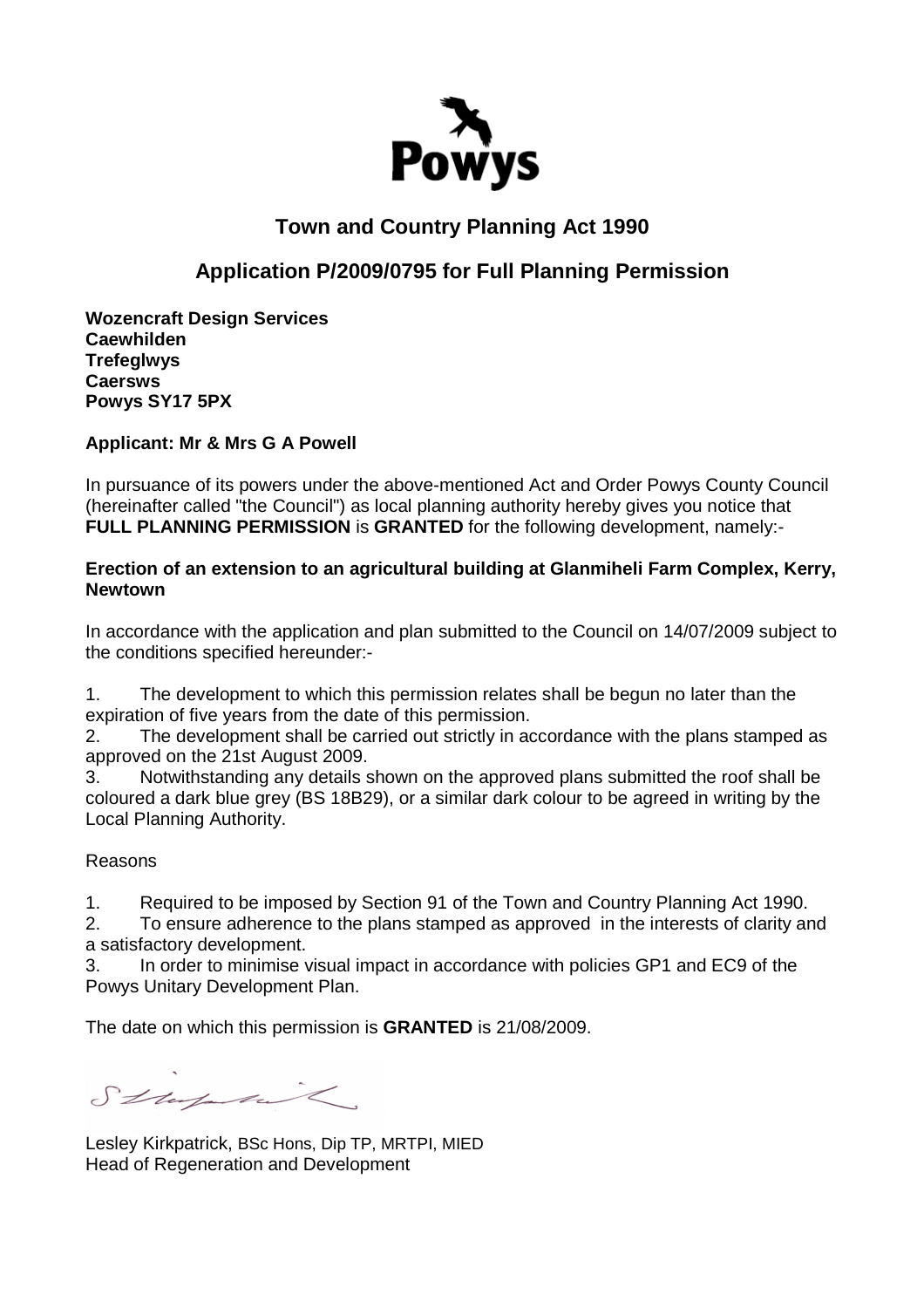Powys

## Town and Country Planning Act 1990

## Application P/2009/0795 for Full Planning Permission

**Wozencraft Design Services**
**Caewhilden**
**Trefeglwys**
**Caersws**
**Powys SY17 5PX**

**Applicant: Mr & Mrs G A Powell**

In pursuance of its powers under the above-mentioned Act and Order Powys County Council (hereinafter called "the Council") as local planning authority hereby gives you notice that **FULL PLANNING PERMISSION** is **GRANTED** for the following development, namely:-

**Erection of an extension to an agricultural building at Glanmiheli Farm Complex, Kerry, Newtown**

In accordance with the application and plan submitted to the Council on 14/07/2009 subject to the conditions specified hereunder:-

1. The development to which this permission relates shall be begun no later than the expiration of five years from the date of this permission.
2. The development shall be carried out strictly in accordance with the plans stamped as approved on the 21st August 2009.
3. Notwithstanding any details shown on the approved plans submitted the roof shall be coloured a dark blue grey (BS 18B29), or a similar dark colour to be agreed in writing by the Local Planning Authority.

Reasons

1. Required to be imposed by Section 91 of the Town and Country Planning Act 1990.
2. To ensure adherence to the plans stamped as approved in the interests of clarity and a satisfactory development.
3. In order to minimise visual impact in accordance with policies GP1 and EC9 of the Powys Unitary Development Plan.

The date on which this permission is **GRANTED** is 21/08/2009.

Lesley Kirkpatrick, BSc Hons, Dip TP, MRTPI, MIED
Head of Regeneration and Development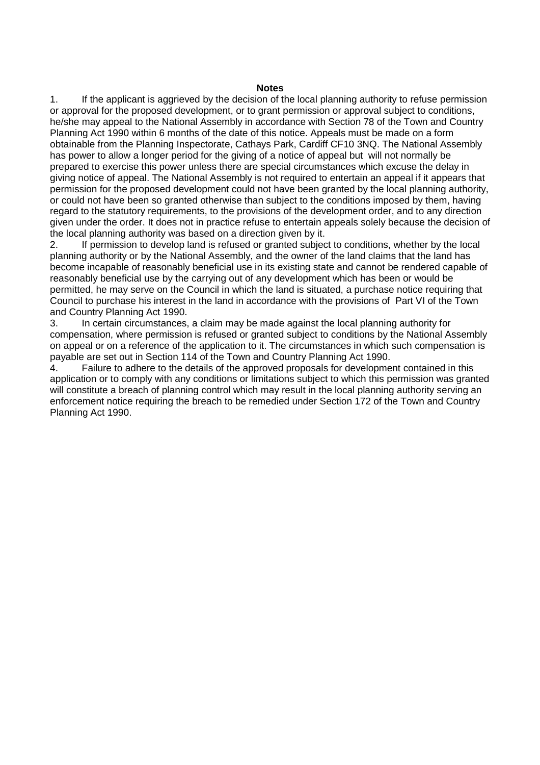**Notes**

1. If the applicant is aggrieved by the decision of the local planning authority to refuse permission or approval for the proposed development, or to grant permission or approval subject to conditions, he/she may appeal to the National Assembly in accordance with Section 78 of the Town and Country Planning Act 1990 within 6 months of the date of this notice. Appeals must be made on a form obtainable from the Planning Inspectorate, Cathays Park, Cardiff CF10 3NQ. The National Assembly has power to allow a longer period for the giving of a notice of appeal but will not normally be prepared to exercise this power unless there are special circumstances which excuse the delay in giving notice of appeal. The National Assembly is not required to entertain an appeal if it appears that permission for the proposed development could not have been granted by the local planning authority, or could not have been so granted otherwise than subject to the conditions imposed by them, having regard to the statutory requirements, to the provisions of the development order, and to any direction given under the order. It does not in practice refuse to entertain appeals solely because the decision of the local planning authority was based on a direction given by it.
2. If permission to develop land is refused or granted subject to conditions, whether by the local planning authority or by the National Assembly, and the owner of the land claims that the land has become incapable of reasonably beneficial use in its existing state and cannot be rendered capable of reasonably beneficial use by the carrying out of any development which has been or would be permitted, he may serve on the Council in which the land is situated, a purchase notice requiring that Council to purchase his interest in the land in accordance with the provisions of Part VI of the Town and Country Planning Act 1990.
3. In certain circumstances, a claim may be made against the local planning authority for compensation, where permission is refused or granted subject to conditions by the National Assembly on appeal or on a reference of the application to it. The circumstances in which such compensation is payable are set out in Section 114 of the Town and Country Planning Act 1990.
4. Failure to adhere to the details of the approved proposals for development contained in this application or to comply with any conditions or limitations subject to which this permission was granted will constitute a breach of planning control which may result in the local planning authority serving an enforcement notice requiring the breach to be remedied under Section 172 of the Town and Country Planning Act 1990.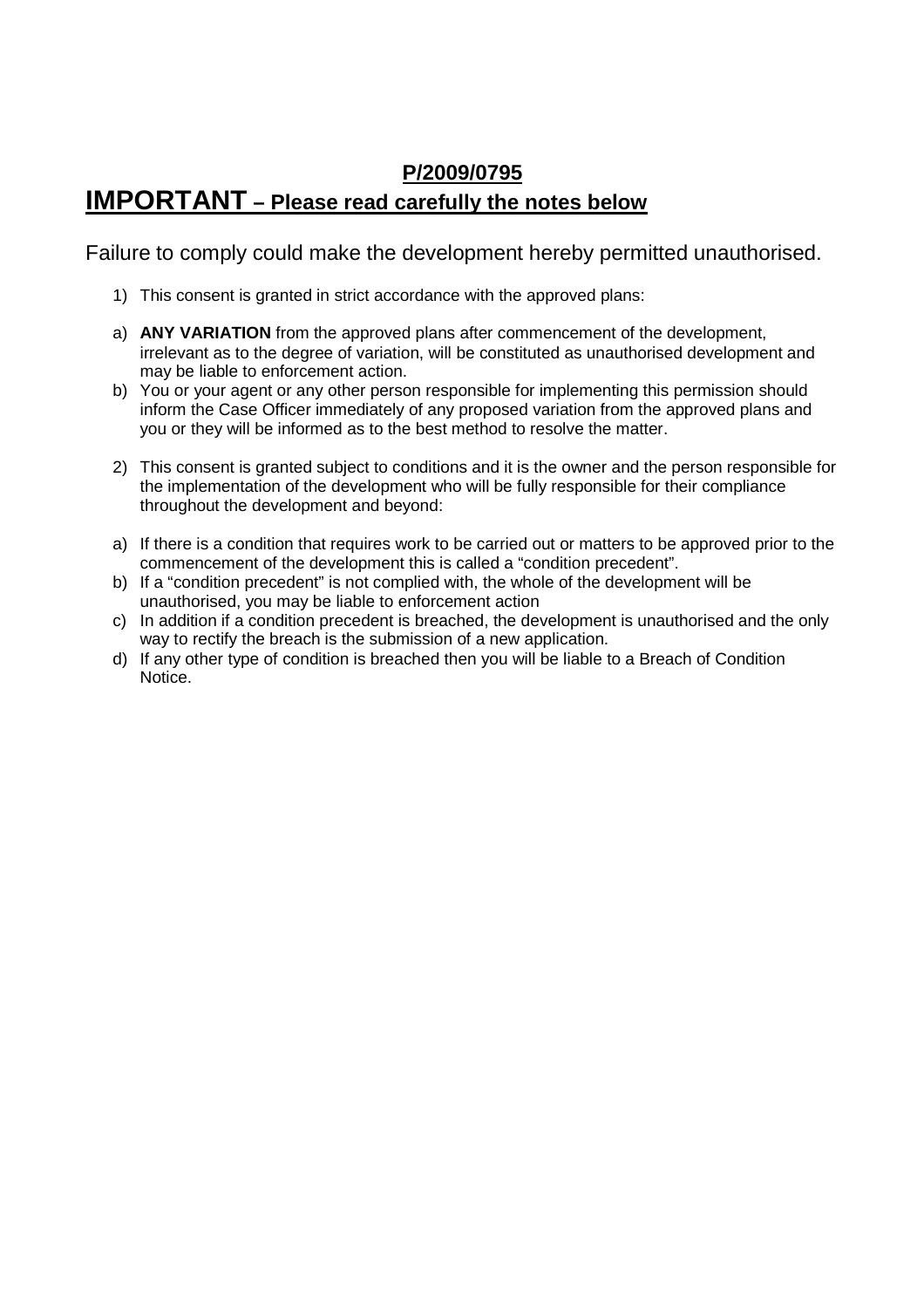**P/2009/0795**

# IMPORTANT – Please read carefully the notes below

Failure to comply could make the development hereby permitted unauthorised.

1) This consent is granted in strict accordance with the approved plans:

a) **ANY VARIATION** from the approved plans after commencement of the development, irrelevant as to the degree of variation, will be constituted as unauthorised development and may be liable to enforcement action.
b) You or your agent or any other person responsible for implementing this permission should inform the Case Officer immediately of any proposed variation from the approved plans and you or they will be informed as to the best method to resolve the matter.

2) This consent is granted subject to conditions and it is the owner and the person responsible for the implementation of the development who will be fully responsible for their compliance throughout the development and beyond:

a) If there is a condition that requires work to be carried out or matters to be approved prior to the commencement of the development this is called a "condition precedent".
b) If a "condition precedent" is not complied with, the whole of the development will be unauthorised, you may be liable to enforcement action
c) In addition if a condition precedent is breached, the development is unauthorised and the only way to rectify the breach is the submission of a new application.
d) If any other type of condition is breached then you will be liable to a Breach of Condition Notice.